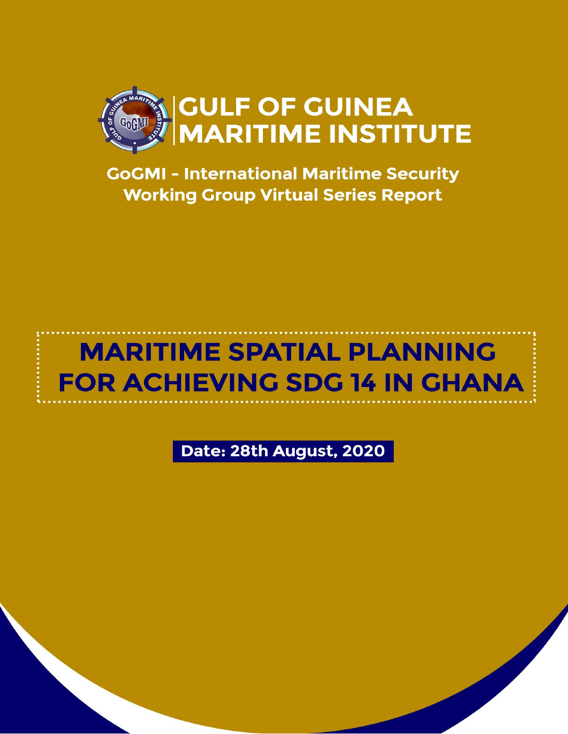# GULF OF GUINEA MARITIME INSTITUTE

**GoGMI - International Maritime Security Working Group Virtual Series Report**

# MARITIME SPATIAL PLANNING FOR ACHIEVING SDG 14 IN GHANA

**Date: 28th August, 2020**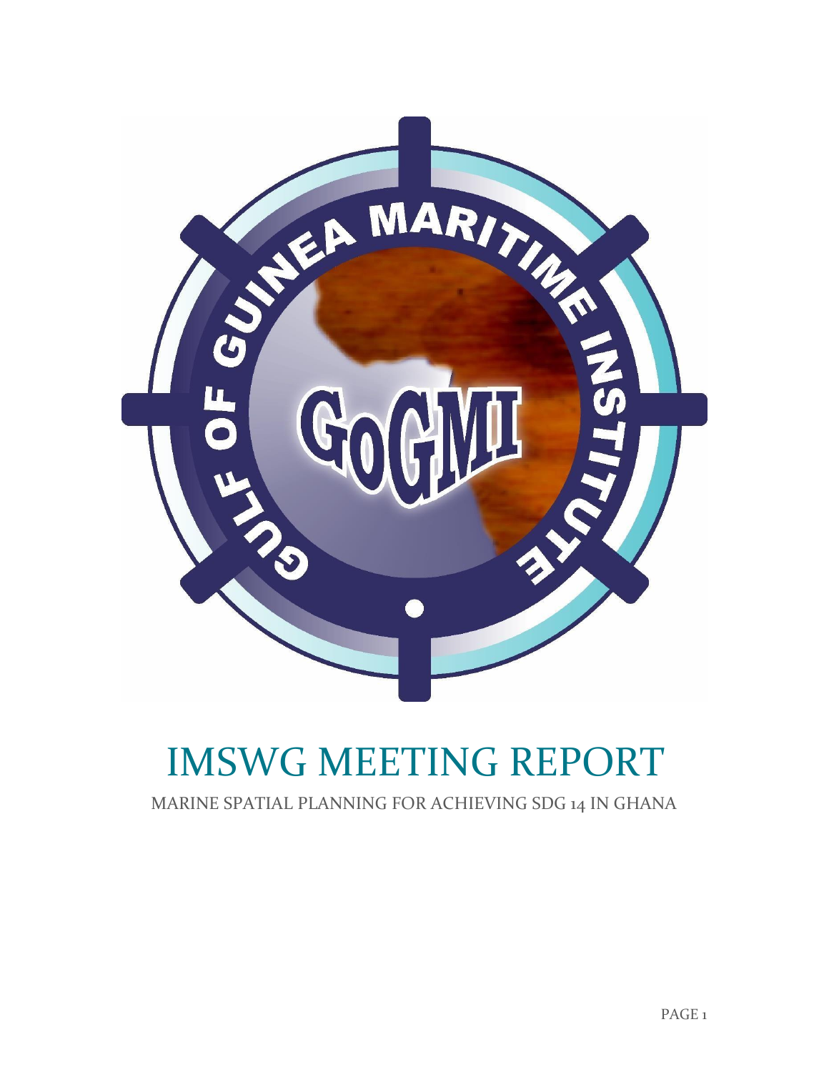# IMSWG MEETING REPORT

MARINE SPATIAL PLANNING FOR ACHIEVING SDG 14 IN GHANA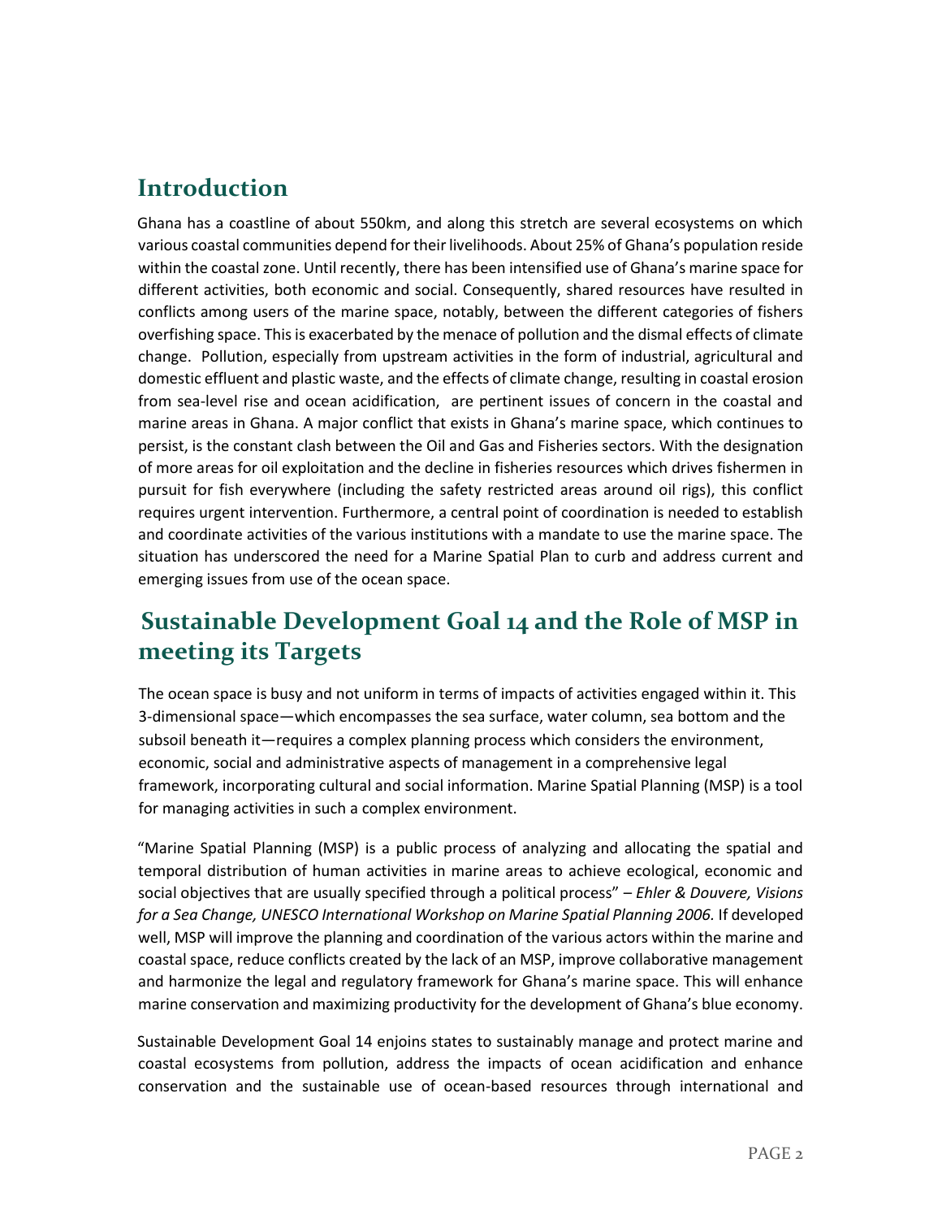## Introduction

Ghana has a coastline of about 550km, and along this stretch are several ecosystems on which various coastal communities depend for their livelihoods. About 25% of Ghana's population reside within the coastal zone. Until recently, there has been intensified use of Ghana's marine space for different activities, both economic and social. Consequently, shared resources have resulted in conflicts among users of the marine space, notably, between the different categories of fishers overfishing space. This is exacerbated by the menace of pollution and the dismal effects of climate change. Pollution, especially from upstream activities in the form of industrial, agricultural and domestic effluent and plastic waste, and the effects of climate change, resulting in coastal erosion from sea-level rise and ocean acidification, are pertinent issues of concern in the coastal and marine areas in Ghana. A major conflict that exists in Ghana's marine space, which continues to persist, is the constant clash between the Oil and Gas and Fisheries sectors. With the designation of more areas for oil exploitation and the decline in fisheries resources which drives fishermen in pursuit for fish everywhere (including the safety restricted areas around oil rigs), this conflict requires urgent intervention. Furthermore, a central point of coordination is needed to establish and coordinate activities of the various institutions with a mandate to use the marine space. The situation has underscored the need for a Marine Spatial Plan to curb and address current and emerging issues from use of the ocean space.

## Sustainable Development Goal 14 and the Role of MSP in meeting its Targets

The ocean space is busy and not uniform in terms of impacts of activities engaged within it. This 3-dimensional space—which encompasses the sea surface, water column, sea bottom and the subsoil beneath it—requires a complex planning process which considers the environment, economic, social and administrative aspects of management in a comprehensive legal framework, incorporating cultural and social information. Marine Spatial Planning (MSP) is a tool for managing activities in such a complex environment.

"Marine Spatial Planning (MSP) is a public process of analyzing and allocating the spatial and temporal distribution of human activities in marine areas to achieve ecological, economic and social objectives that are usually specified through a political process" – *Ehler & Douvere, Visions for a Sea Change, UNESCO International Workshop on Marine Spatial Planning 2006.* If developed well, MSP will improve the planning and coordination of the various actors within the marine and coastal space, reduce conflicts created by the lack of an MSP, improve collaborative management and harmonize the legal and regulatory framework for Ghana's marine space. This will enhance marine conservation and maximizing productivity for the development of Ghana's blue economy.

Sustainable Development Goal 14 enjoins states to sustainably manage and protect marine and coastal ecosystems from pollution, address the impacts of ocean acidification and enhance conservation and the sustainable use of ocean-based resources through international and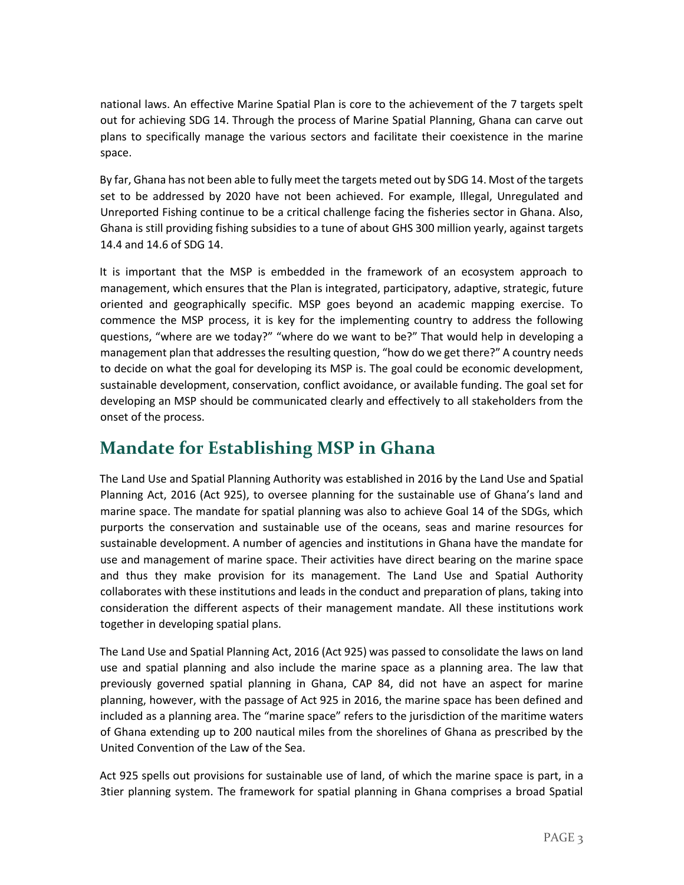national laws. An effective Marine Spatial Plan is core to the achievement of the 7 targets spelt out for achieving SDG 14. Through the process of Marine Spatial Planning, Ghana can carve out plans to specifically manage the various sectors and facilitate their coexistence in the marine space.

By far, Ghana has not been able to fully meet the targets meted out by SDG 14. Most of the targets set to be addressed by 2020 have not been achieved. For example, Illegal, Unregulated and Unreported Fishing continue to be a critical challenge facing the fisheries sector in Ghana. Also, Ghana is still providing fishing subsidies to a tune of about GHS 300 million yearly, against targets 14.4 and 14.6 of SDG 14.

It is important that the MSP is embedded in the framework of an ecosystem approach to management, which ensures that the Plan is integrated, participatory, adaptive, strategic, future oriented and geographically specific. MSP goes beyond an academic mapping exercise. To commence the MSP process, it is key for the implementing country to address the following questions, "where are we today?" "where do we want to be?" That would help in developing a management plan that addresses the resulting question, "how do we get there?" A country needs to decide on what the goal for developing its MSP is. The goal could be economic development, sustainable development, conservation, conflict avoidance, or available funding. The goal set for developing an MSP should be communicated clearly and effectively to all stakeholders from the onset of the process.

## Mandate for Establishing MSP in Ghana

The Land Use and Spatial Planning Authority was established in 2016 by the Land Use and Spatial Planning Act, 2016 (Act 925), to oversee planning for the sustainable use of Ghana's land and marine space. The mandate for spatial planning was also to achieve Goal 14 of the SDGs, which purports the conservation and sustainable use of the oceans, seas and marine resources for sustainable development. A number of agencies and institutions in Ghana have the mandate for use and management of marine space. Their activities have direct bearing on the marine space and thus they make provision for its management. The Land Use and Spatial Authority collaborates with these institutions and leads in the conduct and preparation of plans, taking into consideration the different aspects of their management mandate. All these institutions work together in developing spatial plans.

The Land Use and Spatial Planning Act, 2016 (Act 925) was passed to consolidate the laws on land use and spatial planning and also include the marine space as a planning area. The law that previously governed spatial planning in Ghana, CAP 84, did not have an aspect for marine planning, however, with the passage of Act 925 in 2016, the marine space has been defined and included as a planning area. The "marine space" refers to the jurisdiction of the maritime waters of Ghana extending up to 200 nautical miles from the shorelines of Ghana as prescribed by the United Convention of the Law of the Sea.

Act 925 spells out provisions for sustainable use of land, of which the marine space is part, in a 3tier planning system. The framework for spatial planning in Ghana comprises a broad Spatial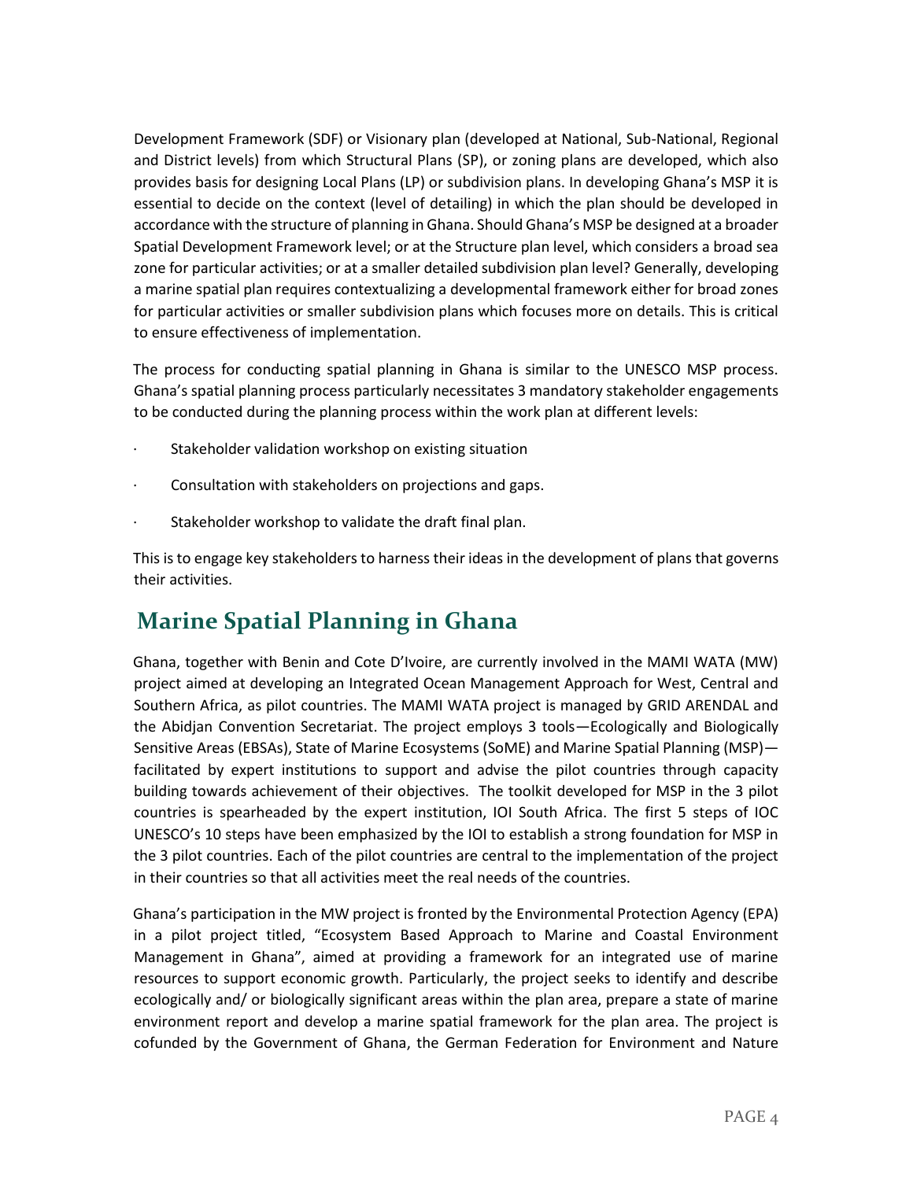Development Framework (SDF) or Visionary plan (developed at National, Sub-National, Regional and District levels) from which Structural Plans (SP), or zoning plans are developed, which also provides basis for designing Local Plans (LP) or subdivision plans. In developing Ghana's MSP it is essential to decide on the context (level of detailing) in which the plan should be developed in accordance with the structure of planning in Ghana. Should Ghana's MSP be designed at a broader Spatial Development Framework level; or at the Structure plan level, which considers a broad sea zone for particular activities; or at a smaller detailed subdivision plan level? Generally, developing a marine spatial plan requires contextualizing a developmental framework either for broad zones for particular activities or smaller subdivision plans which focuses more on details. This is critical to ensure effectiveness of implementation.

The process for conducting spatial planning in Ghana is similar to the UNESCO MSP process. Ghana's spatial planning process particularly necessitates 3 mandatory stakeholder engagements to be conducted during the planning process within the work plan at different levels:

- Stakeholder validation workshop on existing situation
- Consultation with stakeholders on projections and gaps.
- Stakeholder workshop to validate the draft final plan.

This is to engage key stakeholders to harness their ideas in the development of plans that governs their activities.

## Marine Spatial Planning in Ghana

Ghana, together with Benin and Cote D'Ivoire, are currently involved in the MAMI WATA (MW) project aimed at developing an Integrated Ocean Management Approach for West, Central and Southern Africa, as pilot countries. The MAMI WATA project is managed by GRID ARENDAL and the Abidjan Convention Secretariat. The project employs 3 tools—Ecologically and Biologically Sensitive Areas (EBSAs), State of Marine Ecosystems (SoME) and Marine Spatial Planning (MSP)—facilitated by expert institutions to support and advise the pilot countries through capacity building towards achievement of their objectives. The toolkit developed for MSP in the 3 pilot countries is spearheaded by the expert institution, IOI South Africa. The first 5 steps of IOC UNESCO's 10 steps have been emphasized by the IOI to establish a strong foundation for MSP in the 3 pilot countries. Each of the pilot countries are central to the implementation of the project in their countries so that all activities meet the real needs of the countries.

Ghana's participation in the MW project is fronted by the Environmental Protection Agency (EPA) in a pilot project titled, "Ecosystem Based Approach to Marine and Coastal Environment Management in Ghana", aimed at providing a framework for an integrated use of marine resources to support economic growth. Particularly, the project seeks to identify and describe ecologically and/ or biologically significant areas within the plan area, prepare a state of marine environment report and develop a marine spatial framework for the plan area. The project is cofunded by the Government of Ghana, the German Federation for Environment and Nature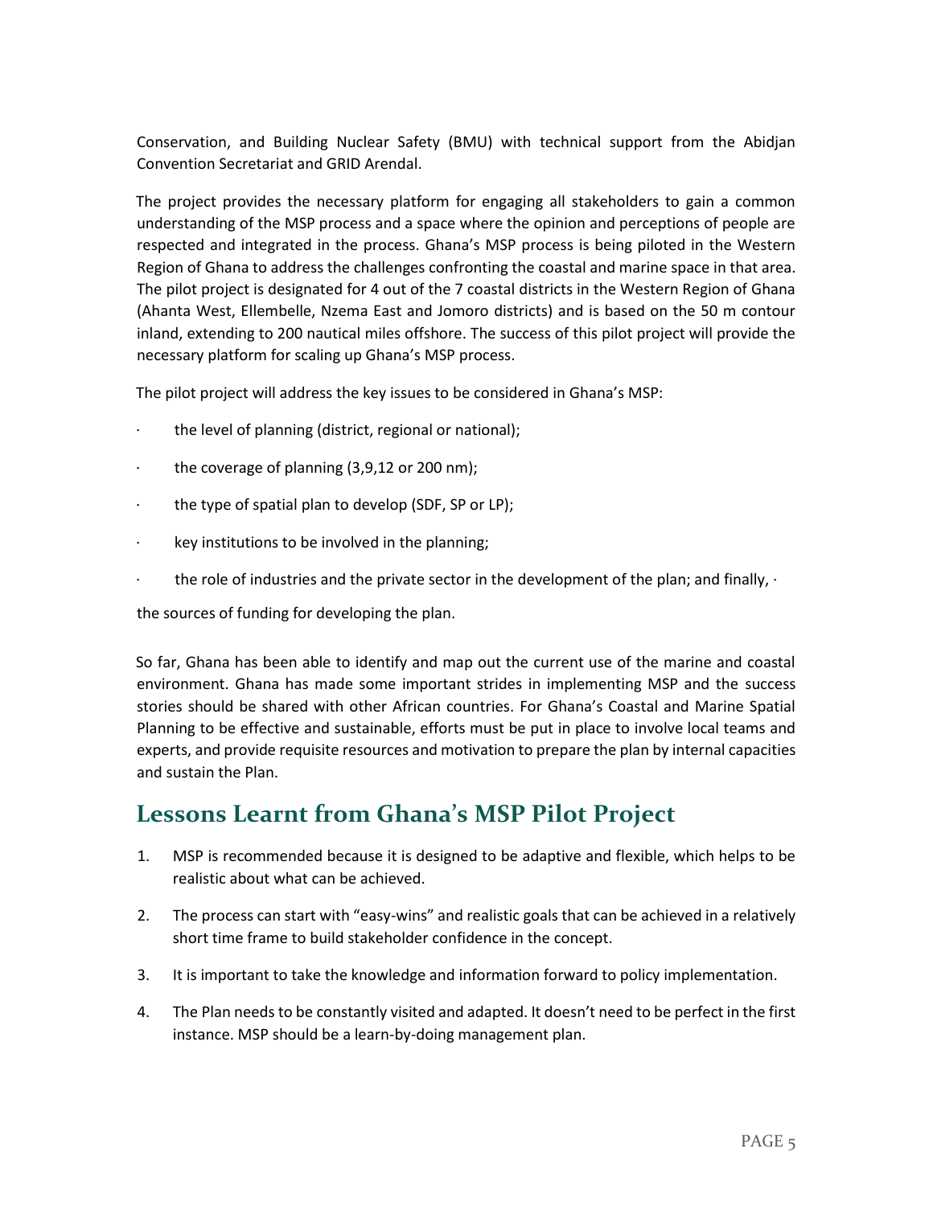Conservation, and Building Nuclear Safety (BMU) with technical support from the Abidjan Convention Secretariat and GRID Arendal.

The project provides the necessary platform for engaging all stakeholders to gain a common understanding of the MSP process and a space where the opinion and perceptions of people are respected and integrated in the process. Ghana's MSP process is being piloted in the Western Region of Ghana to address the challenges confronting the coastal and marine space in that area. The pilot project is designated for 4 out of the 7 coastal districts in the Western Region of Ghana (Ahanta West, Ellembelle, Nzema East and Jomoro districts) and is based on the 50 m contour inland, extending to 200 nautical miles offshore. The success of this pilot project will provide the necessary platform for scaling up Ghana's MSP process.

The pilot project will address the key issues to be considered in Ghana's MSP:

- the level of planning (district, regional or national);
- the coverage of planning (3,9,12 or 200 nm);
- the type of spatial plan to develop (SDF, SP or LP);
- key institutions to be involved in the planning;
- the role of industries and the private sector in the development of the plan; and finally, ·

the sources of funding for developing the plan.

So far, Ghana has been able to identify and map out the current use of the marine and coastal environment. Ghana has made some important strides in implementing MSP and the success stories should be shared with other African countries. For Ghana's Coastal and Marine Spatial Planning to be effective and sustainable, efforts must be put in place to involve local teams and experts, and provide requisite resources and motivation to prepare the plan by internal capacities and sustain the Plan.

## Lessons Learnt from Ghana's MSP Pilot Project

1. MSP is recommended because it is designed to be adaptive and flexible, which helps to be realistic about what can be achieved.
2. The process can start with "easy-wins" and realistic goals that can be achieved in a relatively short time frame to build stakeholder confidence in the concept.
3. It is important to take the knowledge and information forward to policy implementation.
4. The Plan needs to be constantly visited and adapted. It doesn't need to be perfect in the first instance. MSP should be a learn-by-doing management plan.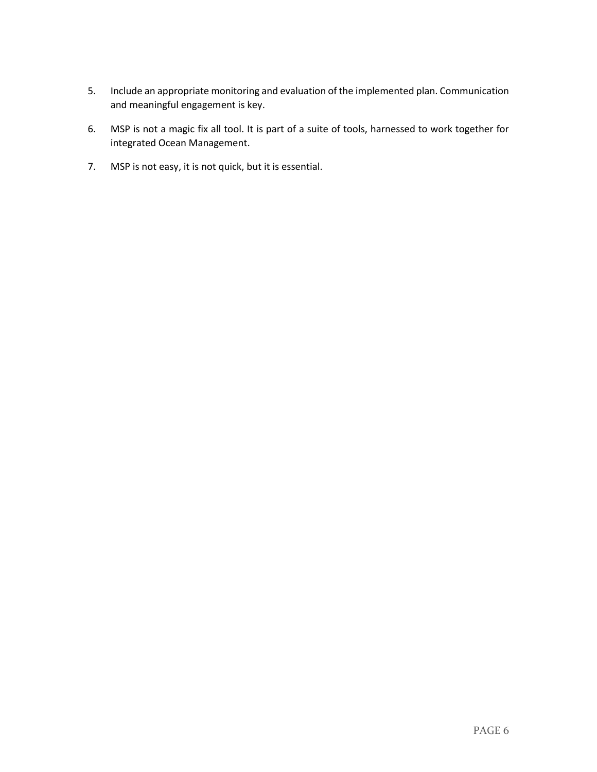5. Include an appropriate monitoring and evaluation of the implemented plan. Communication and meaningful engagement is key.

6. MSP is not a magic fix all tool. It is part of a suite of tools, harnessed to work together for integrated Ocean Management.

7. MSP is not easy, it is not quick, but it is essential.